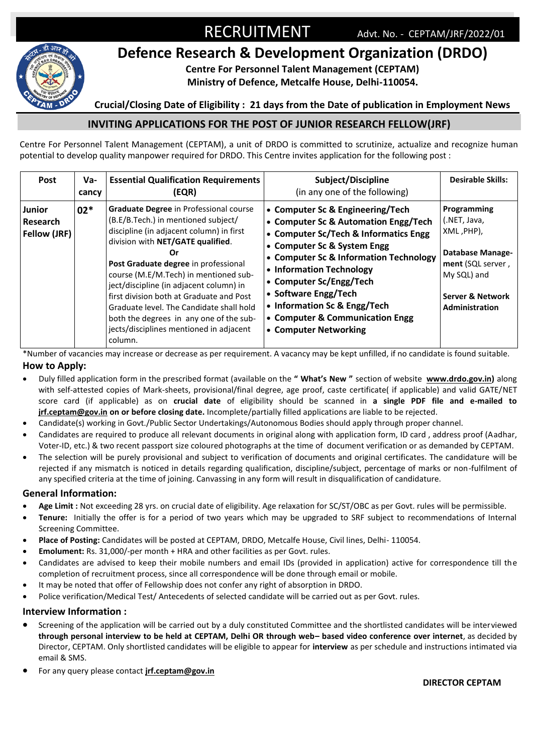# RECRUITMENT

Advt. No. - CEPTAM/JRF/2022/01

## Defence Research & Development Organization (DRDO)

**Centre For Personnel Talent Management (CEPTAM)**
**Ministry of Defence, Metcalfe House, Delhi-110054.**

**Crucial/Closing Date of Eligibility : 21 days from the Date of publication in Employment News**

## INVITING APPLICATIONS FOR THE POST OF JUNIOR RESEARCH FELLOW(JRF)

Centre For Personnel Talent Management (CEPTAM), a unit of DRDO is committed to scrutinize, actualize and recognize human potential to develop quality manpower required for DRDO. This Centre invites application for the following post :

| Post | Vacancy | Essential Qualification Requirements (EQR) | Subject/Discipline (in any one of the following) | Desirable Skills: |
|---|---|---|---|---|
| **Junior Research Fellow (JRF)** | **02*** | **Graduate Degree** in Professional course (B.E/B.Tech.) in mentioned subject/ discipline (in adjacent column) in first division with **NET/GATE qualified**. **Or** **Post Graduate degree** in professional course (M.E/M.Tech) in mentioned subject/discipline (in adjacent column) in first division both at Graduate and Post Graduate level. The Candidate shall hold both the degrees in any one of the subjects/disciplines mentioned in adjacent column. | • **Computer Sc & Engineering/Tech** • **Computer Sc & Automation Engg/Tech** • **Computer Sc/Tech & Informatics Engg** • **Computer Sc & System Engg** • **Computer Sc & Information Technology** • **Information Technology** • **Computer Sc/Engg/Tech** • **Software Engg/Tech** • **Information Sc & Engg/Tech** • **Computer & Communication Engg** • **Computer Networking** | **Programming** (.NET, Java, XML ,PHP), **Database Management** (SQL server , My SQL) and **Server & Network Administration** |

*Number of vacancies may increase or decrease as per requirement. A vacancy may be kept unfilled, if no candidate is found suitable.

### How to Apply:

- Duly filled application form in the prescribed format (available on the **" What's New "** section of website **www.drdo.gov.in)** along with self-attested copies of Mark-sheets, provisional/final degree, age proof, caste certificate( if applicable) and valid GATE/NET score card (if applicable) as on **crucial date** of eligibility should be scanned in **a single PDF file and e-mailed to jrf.ceptam@gov.in on or before closing date.** Incomplete/partially filled applications are liable to be rejected.
- Candidate(s) working in Govt./Public Sector Undertakings/Autonomous Bodies should apply through proper channel.
- Candidates are required to produce all relevant documents in original along with application form, ID card , address proof (Aadhar, Voter-ID, etc.) & two recent passport size coloured photographs at the time of document verification or as demanded by CEPTAM.
- The selection will be purely provisional and subject to verification of documents and original certificates. The candidature will be rejected if any mismatch is noticed in details regarding qualification, discipline/subject, percentage of marks or non-fulfilment of any specified criteria at the time of joining. Canvassing in any form will result in disqualification of candidature.

### General Information:

- **Age Limit :** Not exceeding 28 yrs. on crucial date of eligibility. Age relaxation for SC/ST/OBC as per Govt. rules will be permissible.
- **Tenure:** Initially the offer is for a period of two years which may be upgraded to SRF subject to recommendations of Internal Screening Committee.
- **Place of Posting:** Candidates will be posted at CEPTAM, DRDO, Metcalfe House, Civil lines, Delhi- 110054.
- **Emolument:** Rs. 31,000/-per month + HRA and other facilities as per Govt. rules.
- Candidates are advised to keep their mobile numbers and email IDs (provided in application) active for correspondence till the completion of recruitment process, since all correspondence will be done through email or mobile.
- It may be noted that offer of Fellowship does not confer any right of absorption in DRDO.
- Police verification/Medical Test/ Antecedents of selected candidate will be carried out as per Govt. rules.

### Interview Information :

- Screening of the application will be carried out by a duly constituted Committee and the shortlisted candidates will be interviewed **through personal interview to be held at CEPTAM, Delhi OR through web– based video conference over internet**, as decided by Director, CEPTAM. Only shortlisted candidates will be eligible to appear for **interview** as per schedule and instructions intimated via email & SMS.
- For any query please contact **jrf.ceptam@gov.in**

**DIRECTOR CEPTAM**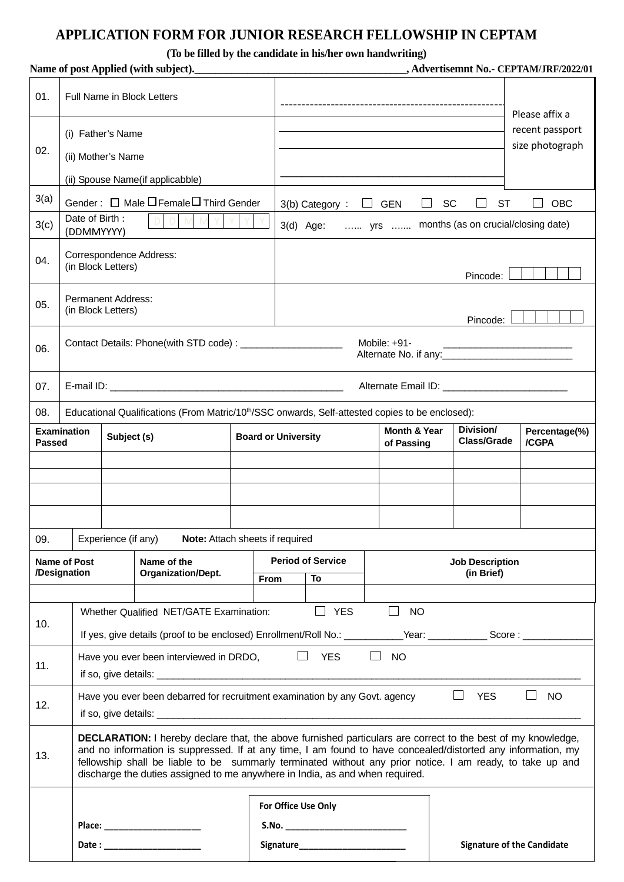# APPLICATION FORM FOR JUNIOR RESEARCH FELLOWSHIP IN CEPTAM

**(To be filled by the candidate in his/her own handwriting)**

**Name of post Applied (with subject).______________________________________, Advertisemnt No.- CEPTAM/JRF/2022/01**

| | | | |
|---|---|---|---|
| 01. | Full Name in Block Letters | ----------------------------------------------------- | Please affix a recent passport size photograph |
| 02. | (i) Father's Name<br>(ii) Mother's Name<br>(ii) Spouse Name(if applicabble) | ________________________________________<br>________________________________________<br>________________________________________ | |
| 3(a) | Gender : ☐ Male ☐ Female ☐ Third Gender | 3(b) Category : ☐ GEN ☐ SC ☐ ST ☐ OBC | |
| 3(c) | Date of Birth : (DDMMYYYY) D D M M Y Y Y Y | 3(d) Age: …... yrs ….... months (as on crucial/closing date) | |
| 04. | Correspondence Address: (in Block Letters) | Pincode: | |
| 05. | Permanent Address: (in Block Letters) | Pincode: | |
| 06. | Contact Details: Phone(with STD code) : ___________________ Mobile: +91- ________________________ Alternate No. if any:________________________ | | |
| 07. | E-mail ID: ____________________________________________ Alternate Email ID: _______________________ | | |
| 08. | Educational Qualifications (From Matric/10th/SSC onwards, Self-attested copies to be enclosed): | | |

| Examination Passed | Subject (s) | Board or University | Month & Year of Passing | Division/ Class/Grade | Percentage(%) /CGPA |
|---|---|---|---|---|---|
| | | | | | |
| | | | | | |
| | | | | | |
| | | | | | |

09. Experience (if any) **Note:** Attach sheets if required

| Name of Post /Designation | Name of the Organization/Dept. | Period of Service | | Job Description (in Brief) |
|---|---|---|---|---|
| | | From | To | |
| | | | | |

| | |
|---|---|
| 10. | Whether Qualified NET/GATE Examination: ☐ YES ☐ NO<br>If yes, give details (proof to be enclosed) Enrollment/Roll No.: ___________Year: ___________ Score : _____________ |
| 11. | Have you ever been interviewed in DRDO, ☐ YES ☐ NO<br>if so, give details: ____________________________________________________________________________________ |
| 12. | Have you ever been debarred for recruitment examination by any Govt. agency ☐ YES ☐ NO<br>if so, give details: ____________________________________________________________________________________ |
| 13. | **DECLARATION:** I hereby declare that, the above furnished particulars are correct to the best of my knowledge, and no information is suppressed. If at any time, I am found to have concealed/distorted any information, my fellowship shall be liable to be summarily terminated without any prior notice. I am ready, to take up and discharge the duties assigned to me anywhere in India, as and when required. |

**Place: ____________________**

**Date : ____________________**

**For Office Use Only**

**S.No. _________________________**

**Signature______________________**

**Signature of the Candidate**